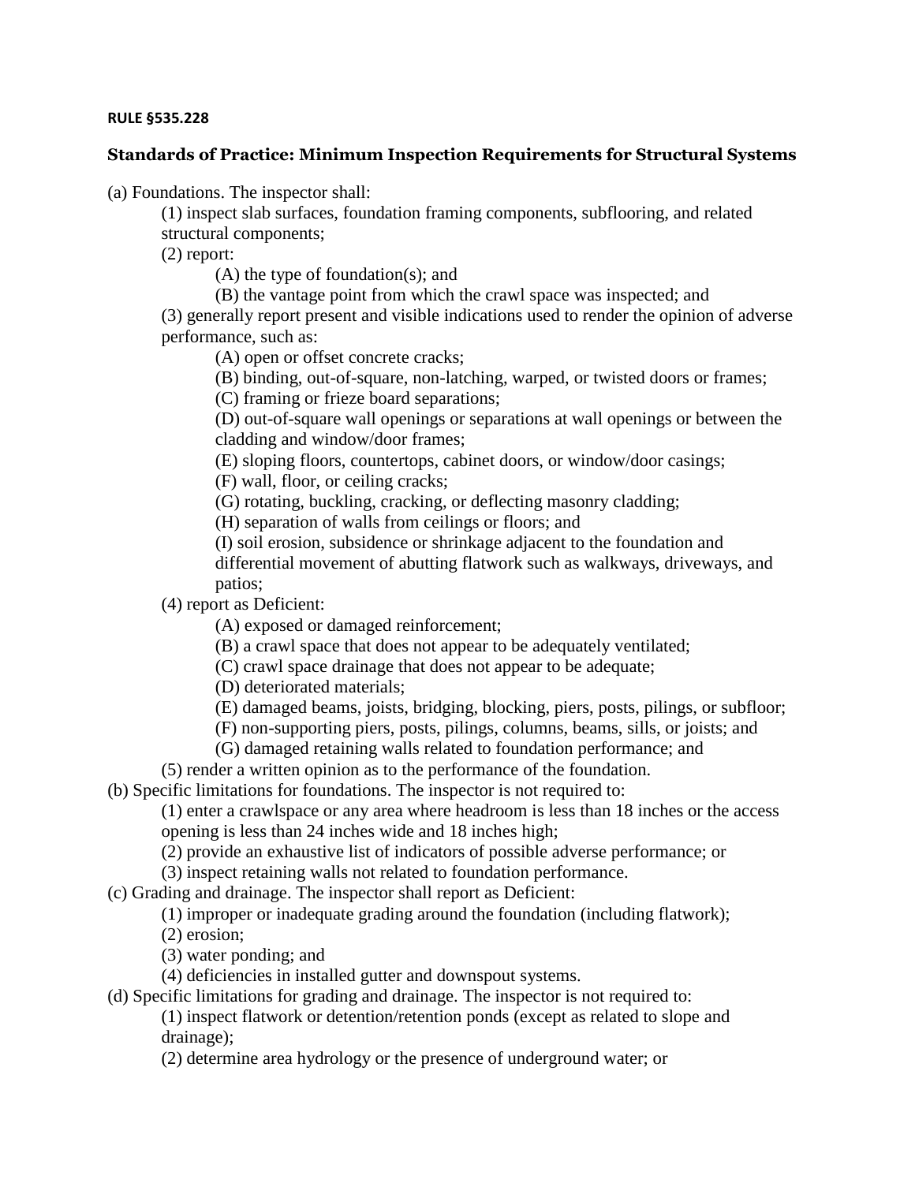**RULE §535.228**

**Standards of Practice: Minimum Inspection Requirements for Structural Systems**

(a) Foundations. The inspector shall:

(1) inspect slab surfaces, foundation framing components, subflooring, and related structural components;

(2) report:

(A) the type of foundation(s); and

(B) the vantage point from which the crawl space was inspected; and

(3) generally report present and visible indications used to render the opinion of adverse performance, such as:

(A) open or offset concrete cracks;

(B) binding, out-of-square, non-latching, warped, or twisted doors or frames;

(C) framing or frieze board separations;

(D) out-of-square wall openings or separations at wall openings or between the cladding and window/door frames;

(E) sloping floors, countertops, cabinet doors, or window/door casings;

(F) wall, floor, or ceiling cracks;

(G) rotating, buckling, cracking, or deflecting masonry cladding;

(H) separation of walls from ceilings or floors; and

(I) soil erosion, subsidence or shrinkage adjacent to the foundation and differential movement of abutting flatwork such as walkways, driveways, and patios;

(4) report as Deficient:

(A) exposed or damaged reinforcement;

(B) a crawl space that does not appear to be adequately ventilated;

(C) crawl space drainage that does not appear to be adequate;

(D) deteriorated materials;

(E) damaged beams, joists, bridging, blocking, piers, posts, pilings, or subfloor;

(F) non-supporting piers, posts, pilings, columns, beams, sills, or joists; and

(G) damaged retaining walls related to foundation performance; and

(5) render a written opinion as to the performance of the foundation.

(b) Specific limitations for foundations. The inspector is not required to:

(1) enter a crawlspace or any area where headroom is less than 18 inches or the access opening is less than 24 inches wide and 18 inches high;

(2) provide an exhaustive list of indicators of possible adverse performance; or

(3) inspect retaining walls not related to foundation performance.

(c) Grading and drainage. The inspector shall report as Deficient:

(1) improper or inadequate grading around the foundation (including flatwork);

(2) erosion;

(3) water ponding; and

(4) deficiencies in installed gutter and downspout systems.

(d) Specific limitations for grading and drainage. The inspector is not required to:

(1) inspect flatwork or detention/retention ponds (except as related to slope and drainage);

(2) determine area hydrology or the presence of underground water; or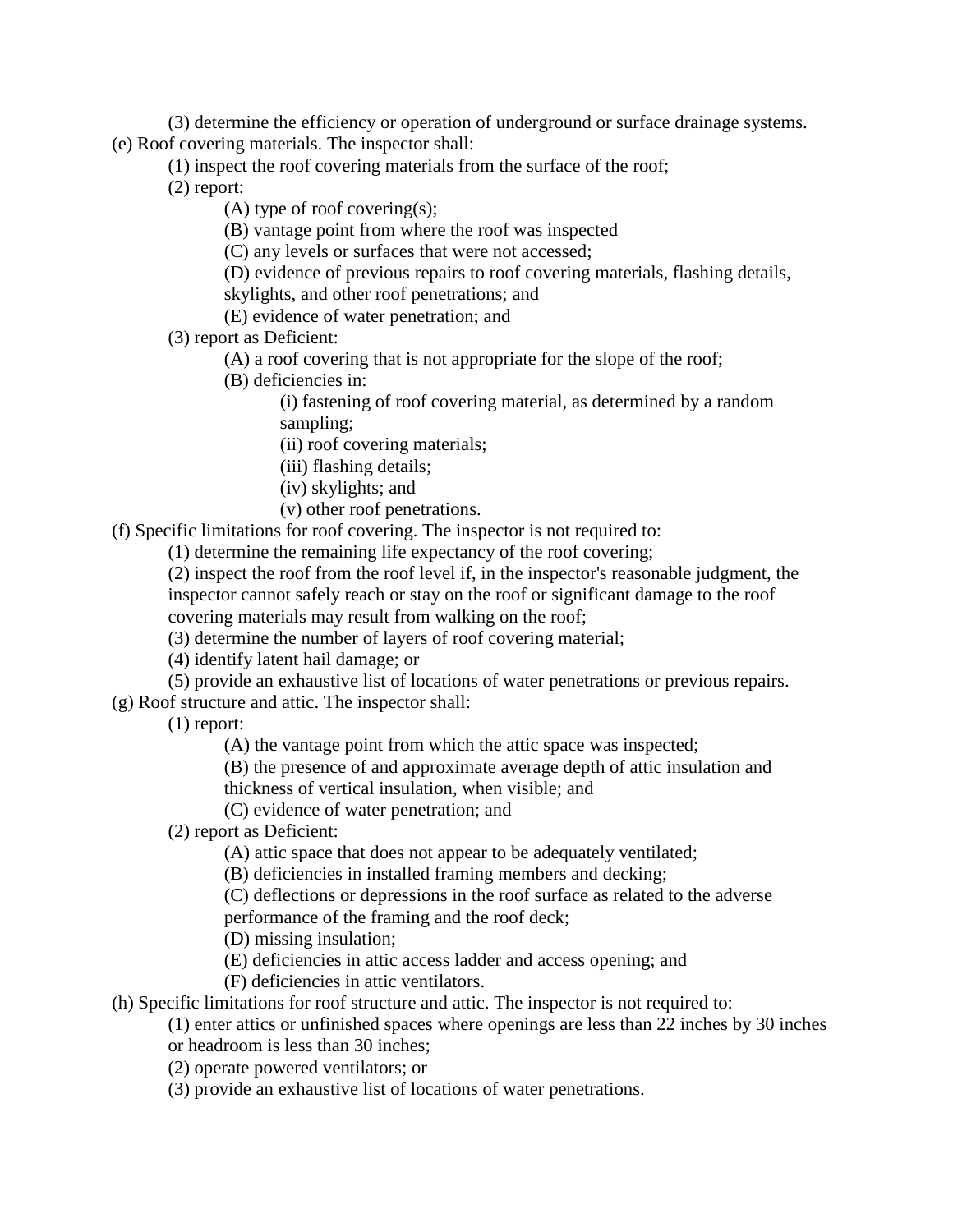(3) determine the efficiency or operation of underground or surface drainage systems.

(e) Roof covering materials. The inspector shall:

(1) inspect the roof covering materials from the surface of the roof;

(2) report:

(A) type of roof covering(s);

(B) vantage point from where the roof was inspected

(C) any levels or surfaces that were not accessed;

(D) evidence of previous repairs to roof covering materials, flashing details, skylights, and other roof penetrations; and

(E) evidence of water penetration; and

(3) report as Deficient:

(A) a roof covering that is not appropriate for the slope of the roof;

(B) deficiencies in:

(i) fastening of roof covering material, as determined by a random sampling;

(ii) roof covering materials;

(iii) flashing details;

(iv) skylights; and

(v) other roof penetrations.

(f) Specific limitations for roof covering. The inspector is not required to:

(1) determine the remaining life expectancy of the roof covering;

(2) inspect the roof from the roof level if, in the inspector's reasonable judgment, the inspector cannot safely reach or stay on the roof or significant damage to the roof covering materials may result from walking on the roof;

(3) determine the number of layers of roof covering material;

(4) identify latent hail damage; or

(5) provide an exhaustive list of locations of water penetrations or previous repairs.

(g) Roof structure and attic. The inspector shall:

(1) report:

(A) the vantage point from which the attic space was inspected;

(B) the presence of and approximate average depth of attic insulation and thickness of vertical insulation, when visible; and

(C) evidence of water penetration; and

(2) report as Deficient:

(A) attic space that does not appear to be adequately ventilated;

(B) deficiencies in installed framing members and decking;

(C) deflections or depressions in the roof surface as related to the adverse performance of the framing and the roof deck;

(D) missing insulation;

(E) deficiencies in attic access ladder and access opening; and

(F) deficiencies in attic ventilators.

(h) Specific limitations for roof structure and attic. The inspector is not required to:

(1) enter attics or unfinished spaces where openings are less than 22 inches by 30 inches or headroom is less than 30 inches;

(2) operate powered ventilators; or

(3) provide an exhaustive list of locations of water penetrations.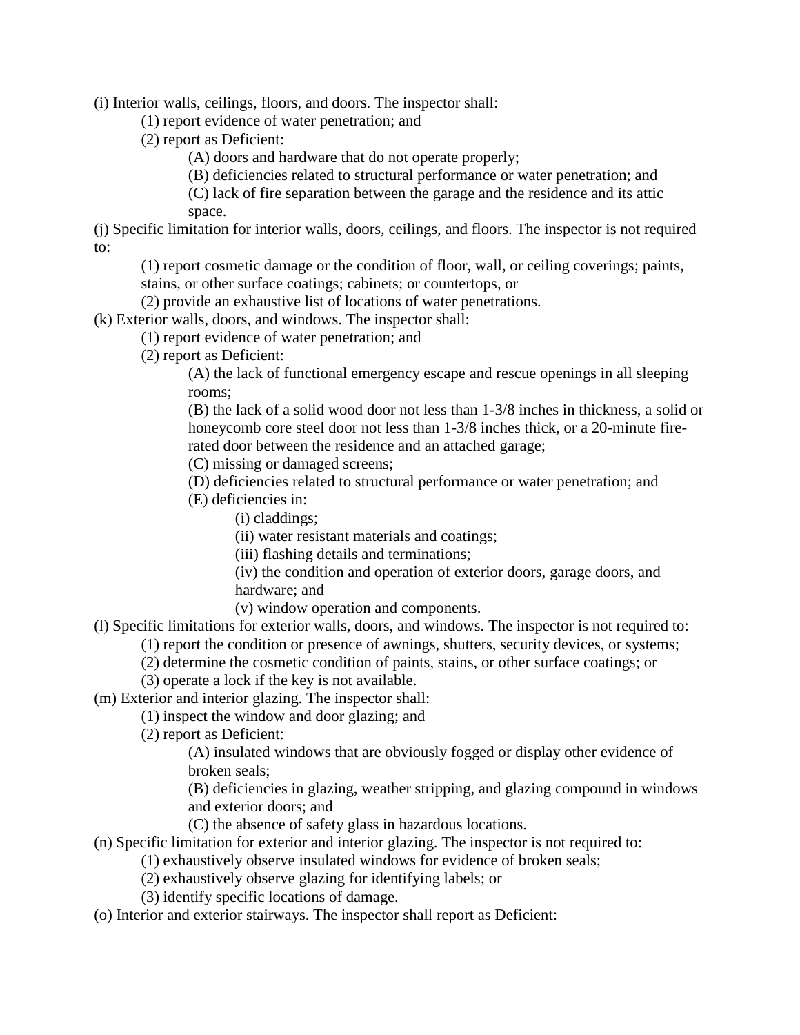(i) Interior walls, ceilings, floors, and doors. The inspector shall:

- (1) report evidence of water penetration; and
- (2) report as Deficient:
  - (A) doors and hardware that do not operate properly;
  - (B) deficiencies related to structural performance or water penetration; and
  - (C) lack of fire separation between the garage and the residence and its attic space.

(j) Specific limitation for interior walls, doors, ceilings, and floors. The inspector is not required to:

- (1) report cosmetic damage or the condition of floor, wall, or ceiling coverings; paints, stains, or other surface coatings; cabinets; or countertops, or
- (2) provide an exhaustive list of locations of water penetrations.

(k) Exterior walls, doors, and windows. The inspector shall:

- (1) report evidence of water penetration; and
- (2) report as Deficient:
  - (A) the lack of functional emergency escape and rescue openings in all sleeping rooms;
  - (B) the lack of a solid wood door not less than 1-3/8 inches in thickness, a solid or honeycomb core steel door not less than 1-3/8 inches thick, or a 20-minute fire-rated door between the residence and an attached garage;
  - (C) missing or damaged screens;
  - (D) deficiencies related to structural performance or water penetration; and
  - (E) deficiencies in:
    - (i) claddings;
    - (ii) water resistant materials and coatings;
    - (iii) flashing details and terminations;
    - (iv) the condition and operation of exterior doors, garage doors, and hardware; and
    - (v) window operation and components.

(l) Specific limitations for exterior walls, doors, and windows. The inspector is not required to:

- (1) report the condition or presence of awnings, shutters, security devices, or systems;
- (2) determine the cosmetic condition of paints, stains, or other surface coatings; or
- (3) operate a lock if the key is not available.

(m) Exterior and interior glazing. The inspector shall:

- (1) inspect the window and door glazing; and
- (2) report as Deficient:
  - (A) insulated windows that are obviously fogged or display other evidence of broken seals;
  - (B) deficiencies in glazing, weather stripping, and glazing compound in windows and exterior doors; and
  - (C) the absence of safety glass in hazardous locations.

(n) Specific limitation for exterior and interior glazing. The inspector is not required to:

- (1) exhaustively observe insulated windows for evidence of broken seals;
- (2) exhaustively observe glazing for identifying labels; or
- (3) identify specific locations of damage.

(o) Interior and exterior stairways. The inspector shall report as Deficient: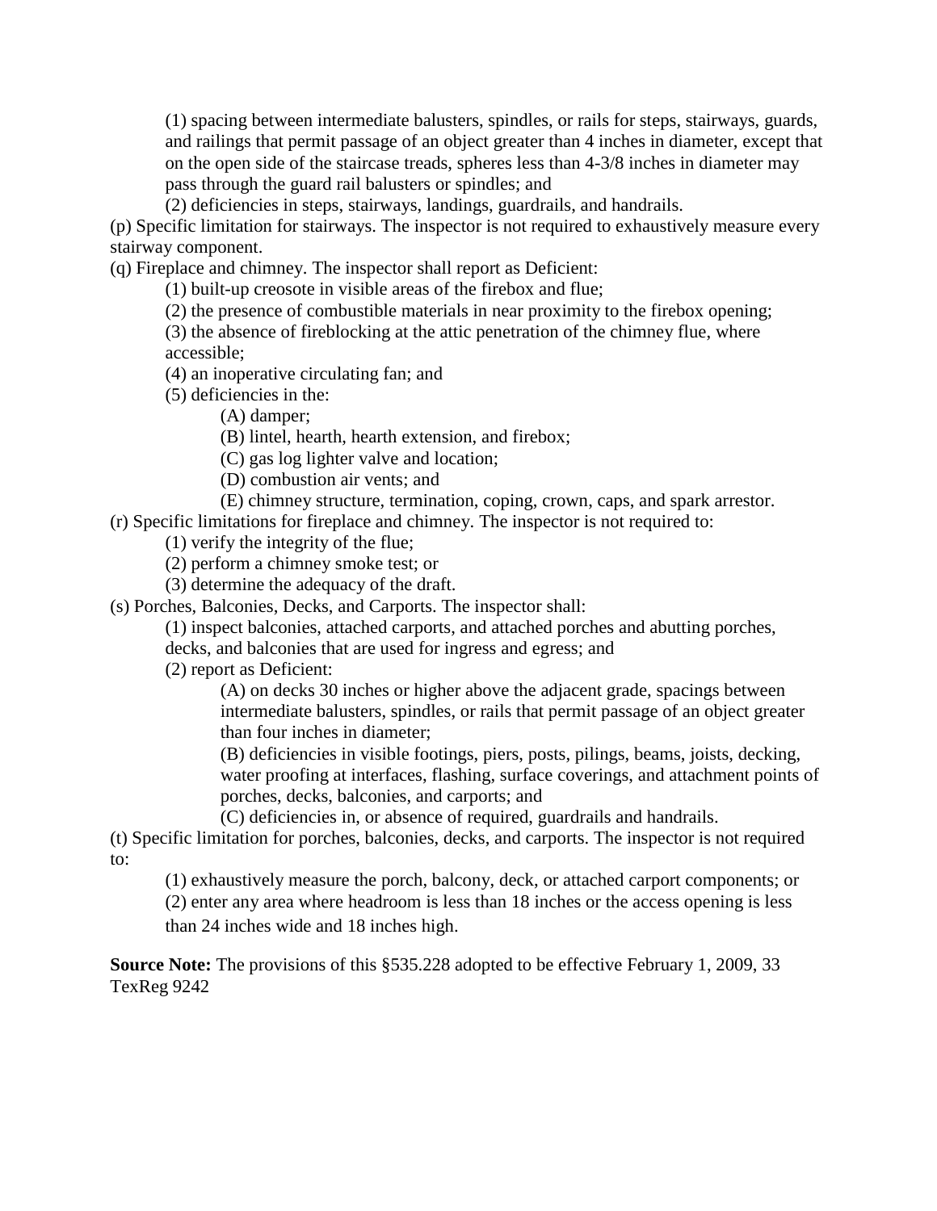(1) spacing between intermediate balusters, spindles, or rails for steps, stairways, guards, and railings that permit passage of an object greater than 4 inches in diameter, except that on the open side of the staircase treads, spheres less than 4-3/8 inches in diameter may pass through the guard rail balusters or spindles; and

(2) deficiencies in steps, stairways, landings, guardrails, and handrails.

(p) Specific limitation for stairways. The inspector is not required to exhaustively measure every stairway component.

(q) Fireplace and chimney. The inspector shall report as Deficient:

(1) built-up creosote in visible areas of the firebox and flue;

(2) the presence of combustible materials in near proximity to the firebox opening;

(3) the absence of fireblocking at the attic penetration of the chimney flue, where accessible;

(4) an inoperative circulating fan; and

(5) deficiencies in the:

(A) damper;

(B) lintel, hearth, hearth extension, and firebox;

(C) gas log lighter valve and location;

(D) combustion air vents; and

(E) chimney structure, termination, coping, crown, caps, and spark arrestor.

(r) Specific limitations for fireplace and chimney. The inspector is not required to:

(1) verify the integrity of the flue;

(2) perform a chimney smoke test; or

(3) determine the adequacy of the draft.

(s) Porches, Balconies, Decks, and Carports. The inspector shall:

(1) inspect balconies, attached carports, and attached porches and abutting porches, decks, and balconies that are used for ingress and egress; and

(2) report as Deficient:

(A) on decks 30 inches or higher above the adjacent grade, spacings between intermediate balusters, spindles, or rails that permit passage of an object greater than four inches in diameter;

(B) deficiencies in visible footings, piers, posts, pilings, beams, joists, decking, water proofing at interfaces, flashing, surface coverings, and attachment points of porches, decks, balconies, and carports; and

(C) deficiencies in, or absence of required, guardrails and handrails.

(t) Specific limitation for porches, balconies, decks, and carports. The inspector is not required to:

(1) exhaustively measure the porch, balcony, deck, or attached carport components; or

(2) enter any area where headroom is less than 18 inches or the access opening is less than 24 inches wide and 18 inches high.

**Source Note:** The provisions of this §535.228 adopted to be effective February 1, 2009, 33 TexReg 9242